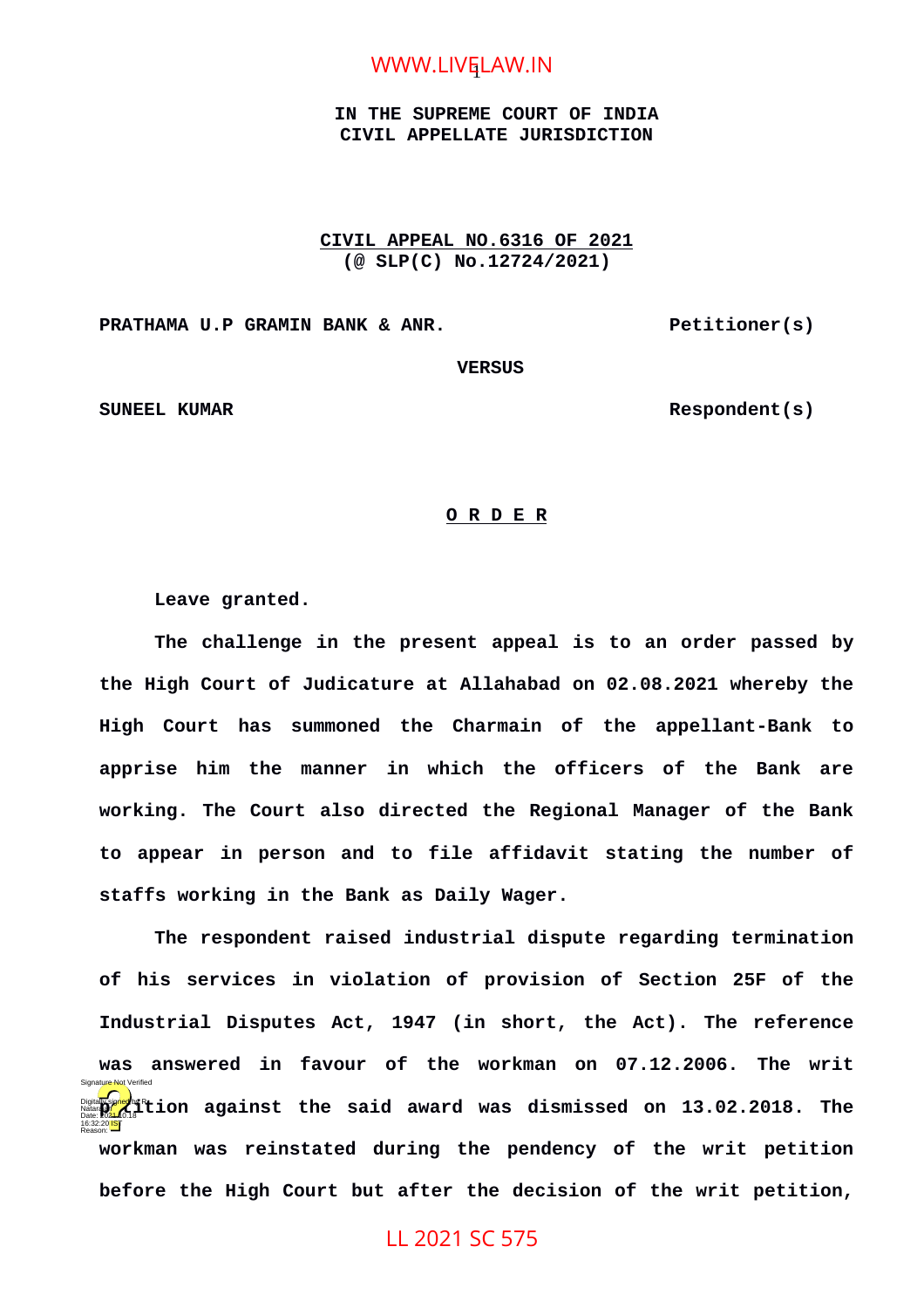**IN THE SUPREME COURT OF INDIA**
**CIVIL APPELLATE JURISDICTION**

**CIVIL APPEAL NO.6316 OF 2021**
**(@ SLP(C) No.12724/2021)**

**PRATHAMA U.P GRAMIN BANK & ANR.** **Petitioner(s)**

**VERSUS**

**SUNEEL KUMAR** **Respondent(s)**

**O R D E R**

**Leave granted.**

**The challenge in the present appeal is to an order passed by the High Court of Judicature at Allahabad on 02.08.2021 whereby the High Court has summoned the Charmain of the appellant-Bank to apprise him the manner in which the officers of the Bank are working. The Court also directed the Regional Manager of the Bank to appear in person and to file affidavit stating the number of staffs working in the Bank as Daily Wager.**

**The respondent raised industrial dispute regarding termination of his services in violation of provision of Section 25F of the Industrial Disputes Act, 1947 (in short, the Act). The reference was answered in favour of the workman on 07.12.2006. The writ petition against the said award was dismissed on 13.02.2018. The workman was reinstated during the pendency of the writ petition before the High Court but after the decision of the writ petition,**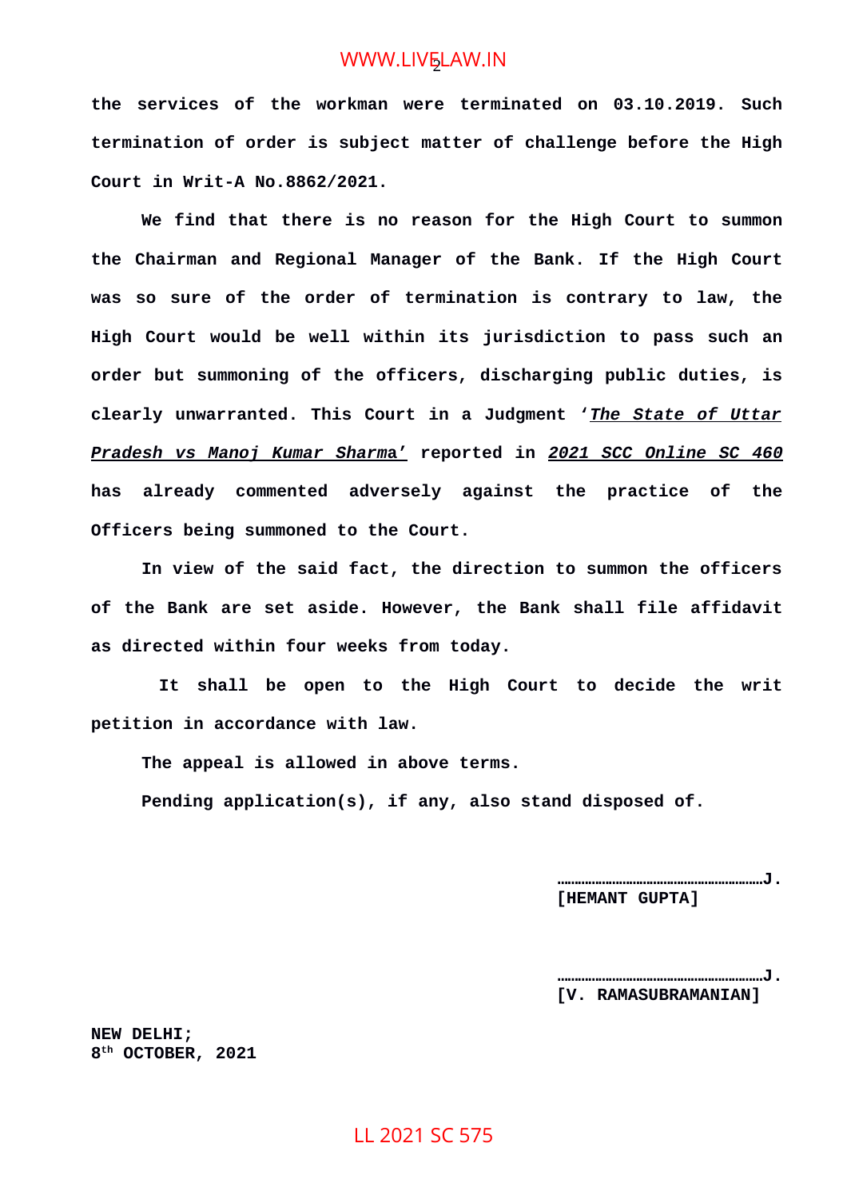**the services of the workman were terminated on 03.10.2019. Such termination of order is subject matter of challenge before the High Court in Writ-A No.8862/2021.**

**We find that there is no reason for the High Court to summon the Chairman and Regional Manager of the Bank. If the High Court was so sure of the order of termination is contrary to law, the High Court would be well within its jurisdiction to pass such an order but summoning of the officers, discharging public duties, is clearly unwarranted. This Court in a Judgment '*The State of Uttar Pradesh vs Manoj Kumar Sharma*' reported in *2021 SCC Online SC 460* has already commented adversely against the practice of the Officers being summoned to the Court.**

**In view of the said fact, the direction to summon the officers of the Bank are set aside. However, the Bank shall file affidavit as directed within four weeks from today.**

**It shall be open to the High Court to decide the writ petition in accordance with law.**

**The appeal is allowed in above terms.**

**Pending application(s), if any, also stand disposed of.**

**……………………………………………………J.**
**[HEMANT GUPTA]**

**……………………………………………………J.**
**[V. RAMASUBRAMANIAN]**

**NEW DELHI;**
**8th OCTOBER, 2021**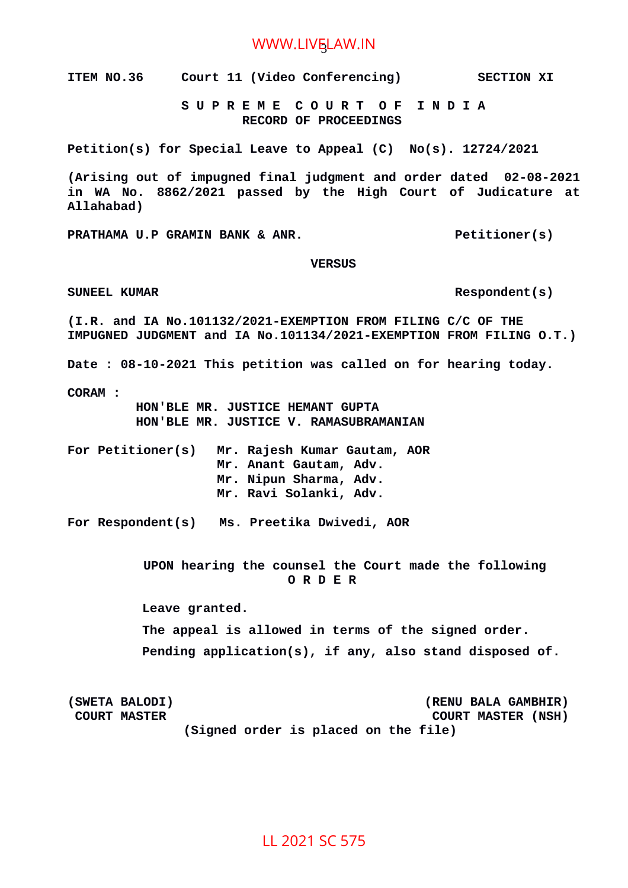ITEM NO.36     Court 11 (Video Conferencing)     SECTION XI

**S U P R E M E   C O U R T   O F   I N D I A**
**RECORD OF PROCEEDINGS**

Petition(s) for Special Leave to Appeal (C) No(s). 12724/2021

(Arising out of impugned final judgment and order dated 02-08-2021 in WA No. 8862/2021 passed by the High Court of Judicature at Allahabad)

PRATHAMA U.P GRAMIN BANK & ANR.     Petitioner(s)

VERSUS

SUNEEL KUMAR     Respondent(s)

(I.R. and IA No.101132/2021-EXEMPTION FROM FILING C/C OF THE IMPUGNED JUDGMENT and IA No.101134/2021-EXEMPTION FROM FILING O.T.)

Date : 08-10-2021 This petition was called on for hearing today.

CORAM :
HON'BLE MR. JUSTICE HEMANT GUPTA
HON'BLE MR. JUSTICE V. RAMASUBRAMANIAN

For Petitioner(s)   Mr. Rajesh Kumar Gautam, AOR
Mr. Anant Gautam, Adv.
Mr. Nipun Sharma, Adv.
Mr. Ravi Solanki, Adv.

For Respondent(s)   Ms. Preetika Dwivedi, AOR

UPON hearing the counsel the Court made the following

**O R D E R**

Leave granted.

The appeal is allowed in terms of the signed order.

Pending application(s), if any, also stand disposed of.

(SWETA BALODI)
COURT MASTER

(RENU BALA GAMBHIR)
COURT MASTER (NSH)

(Signed order is placed on the file)

LL 2021 SC 575